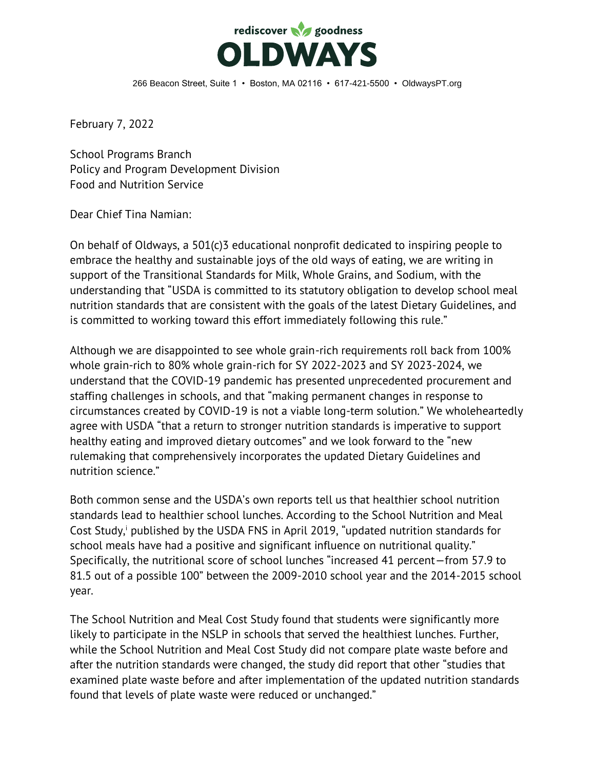rediscover goodness

# OLDWAYS

266 Beacon Street, Suite 1 • Boston, MA 02116 • 617-421-5500 • OldwaysPT.org

February 7, 2022

School Programs Branch
Policy and Program Development Division
Food and Nutrition Service

Dear Chief Tina Namian:

On behalf of Oldways, a 501(c)3 educational nonprofit dedicated to inspiring people to embrace the healthy and sustainable joys of the old ways of eating, we are writing in support of the Transitional Standards for Milk, Whole Grains, and Sodium, with the understanding that "USDA is committed to its statutory obligation to develop school meal nutrition standards that are consistent with the goals of the latest Dietary Guidelines, and is committed to working toward this effort immediately following this rule."

Although we are disappointed to see whole grain-rich requirements roll back from 100% whole grain-rich to 80% whole grain-rich for SY 2022-2023 and SY 2023-2024, we understand that the COVID-19 pandemic has presented unprecedented procurement and staffing challenges in schools, and that "making permanent changes in response to circumstances created by COVID-19 is not a viable long-term solution." We wholeheartedly agree with USDA "that a return to stronger nutrition standards is imperative to support healthy eating and improved dietary outcomes" and we look forward to the "new rulemaking that comprehensively incorporates the updated Dietary Guidelines and nutrition science."

Both common sense and the USDA's own reports tell us that healthier school nutrition standards lead to healthier school lunches. According to the School Nutrition and Meal Cost Study,[i] published by the USDA FNS in April 2019, "updated nutrition standards for school meals have had a positive and significant influence on nutritional quality." Specifically, the nutritional score of school lunches "increased 41 percent—from 57.9 to 81.5 out of a possible 100" between the 2009-2010 school year and the 2014-2015 school year.

The School Nutrition and Meal Cost Study found that students were significantly more likely to participate in the NSLP in schools that served the healthiest lunches. Further, while the School Nutrition and Meal Cost Study did not compare plate waste before and after the nutrition standards were changed, the study did report that other "studies that examined plate waste before and after implementation of the updated nutrition standards found that levels of plate waste were reduced or unchanged."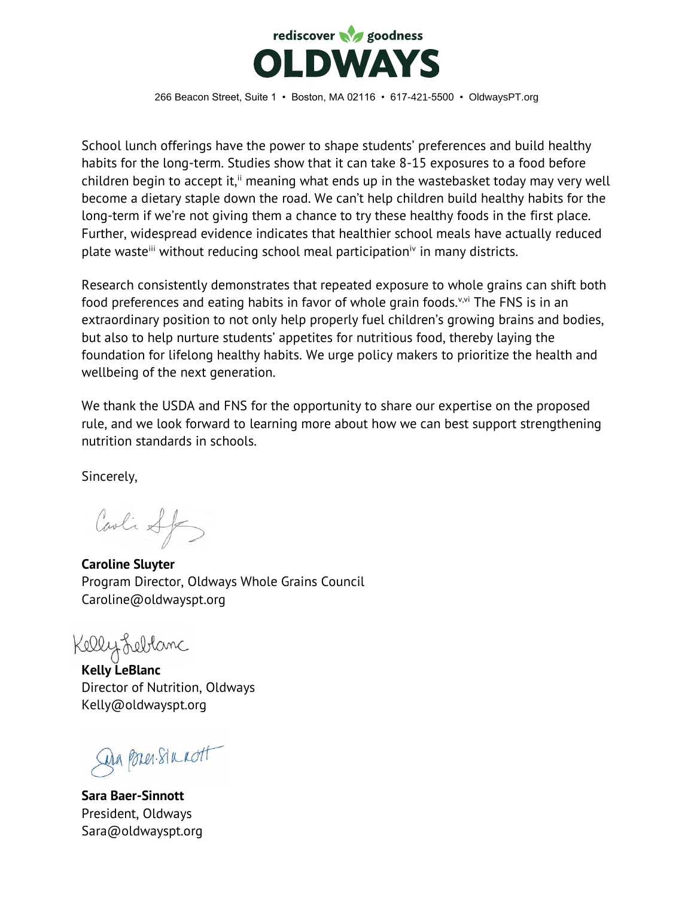School lunch offerings have the power to shape students' preferences and build healthy habits for the long-term. Studies show that it can take 8-15 exposures to a food before children begin to accept it,[ii] meaning what ends up in the wastebasket today may very well become a dietary staple down the road. We can't help children build healthy habits for the long-term if we're not giving them a chance to try these healthy foods in the first place. Further, widespread evidence indicates that healthier school meals have actually reduced plate waste[iii] without reducing school meal participation[iv] in many districts.

Research consistently demonstrates that repeated exposure to whole grains can shift both food preferences and eating habits in favor of whole grain foods.[v,vi] The FNS is in an extraordinary position to not only help properly fuel children's growing brains and bodies, but also to help nurture students' appetites for nutritious food, thereby laying the foundation for lifelong healthy habits. We urge policy makers to prioritize the health and wellbeing of the next generation.

We thank the USDA and FNS for the opportunity to share our expertise on the proposed rule, and we look forward to learning more about how we can best support strengthening nutrition standards in schools.

Sincerely,

**Caroline Sluyter**
Program Director, Oldways Whole Grains Council
Caroline@oldwayspt.org

**Kelly LeBlanc**
Director of Nutrition, Oldways
Kelly@oldwayspt.org

**Sara Baer-Sinnott**
President, Oldways
Sara@oldwayspt.org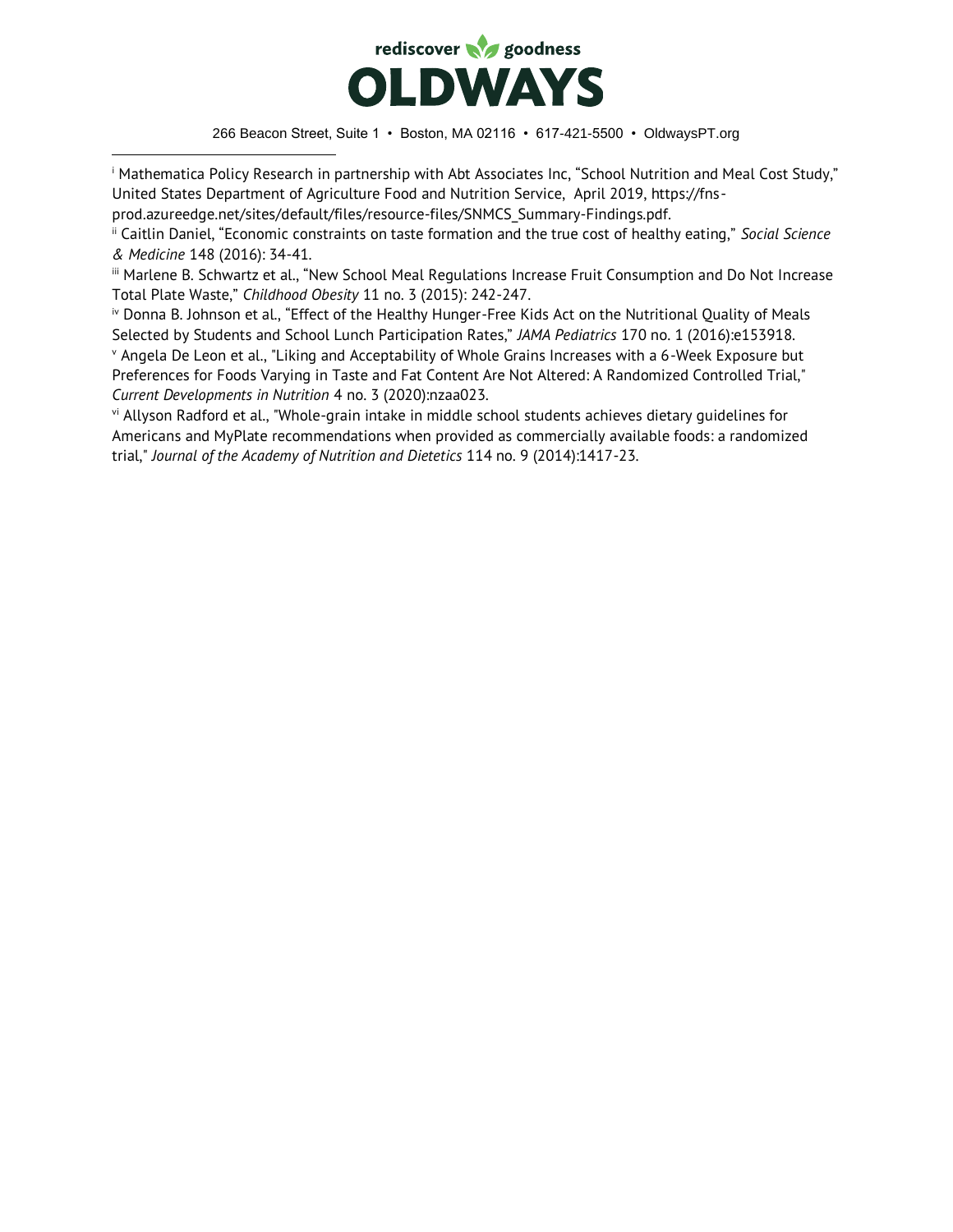rediscover goodness

# OLDWAYS

266 Beacon Street, Suite 1 • Boston, MA 02116 • 617-421-5500 • OldwaysPT.org

---

[i] Mathematica Policy Research in partnership with Abt Associates Inc, "School Nutrition and Meal Cost Study," United States Department of Agriculture Food and Nutrition Service, April 2019, https://fns-prod.azureedge.net/sites/default/files/resource-files/SNMCS_Summary-Findings.pdf.

[ii] Caitlin Daniel, "Economic constraints on taste formation and the true cost of healthy eating," *Social Science & Medicine* 148 (2016): 34-41.

[iii] Marlene B. Schwartz et al., "New School Meal Regulations Increase Fruit Consumption and Do Not Increase Total Plate Waste," *Childhood Obesity* 11 no. 3 (2015): 242-247.

[iv] Donna B. Johnson et al., "Effect of the Healthy Hunger-Free Kids Act on the Nutritional Quality of Meals Selected by Students and School Lunch Participation Rates," *JAMA Pediatrics* 170 no. 1 (2016):e153918.

[v] Angela De Leon et al., "Liking and Acceptability of Whole Grains Increases with a 6-Week Exposure but Preferences for Foods Varying in Taste and Fat Content Are Not Altered: A Randomized Controlled Trial," *Current Developments in Nutrition* 4 no. 3 (2020):nzaa023.

[vi] Allyson Radford et al., "Whole-grain intake in middle school students achieves dietary guidelines for Americans and MyPlate recommendations when provided as commercially available foods: a randomized trial," *Journal of the Academy of Nutrition and Dietetics* 114 no. 9 (2014):1417-23.